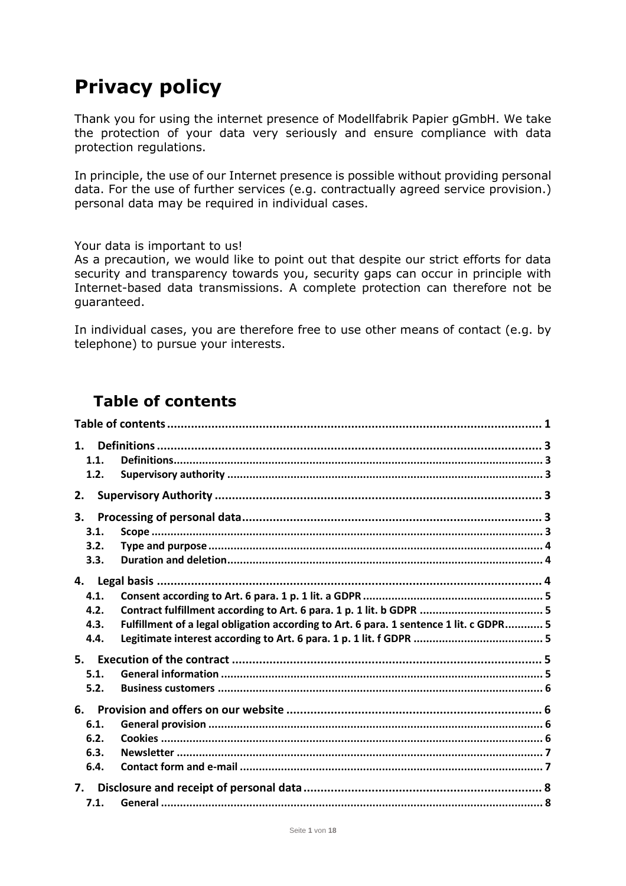# Privacy policy

Thank you for using the internet presence of Modellfabrik Papier gGmbH. We take the protection of your data very seriously and ensure compliance with data protection regulations.

In principle, the use of our Internet presence is possible without providing personal data. For the use of further services (e.g. contractually agreed service provision.) personal data may be required in individual cases.

Your data is important to us!
As a precaution, we would like to point out that despite our strict efforts for data security and transparency towards you, security gaps can occur in principle with Internet-based data transmissions. A complete protection can therefore not be guaranteed.

In individual cases, you are therefore free to use other means of contact (e.g. by telephone) to pursue your interests.

## Table of contents

**Table of contents** ........................................ 1

**1. Definitions** ........................................ 3
- 1.1. Definitions ........................................ 3
- 1.2. Supervisory authority ........................................ 3

**2. Supervisory Authority** ........................................ 3

**3. Processing of personal data** ........................................ 3
- 3.1. Scope ........................................ 3
- 3.2. Type and purpose ........................................ 4
- 3.3. Duration and deletion ........................................ 4

**4. Legal basis** ........................................ 4
- 4.1. Consent according to Art. 6 para. 1 p. 1 lit. a GDPR ........................................ 5
- 4.2. Contract fulfillment according to Art. 6 para. 1 p. 1 lit. b GDPR ........................................ 5
- 4.3. Fulfillment of a legal obligation according to Art. 6 para. 1 sentence 1 lit. c GDPR ........................................ 5
- 4.4. Legitimate interest according to Art. 6 para. 1 p. 1 lit. f GDPR ........................................ 5

**5. Execution of the contract** ........................................ 5
- 5.1. General information ........................................ 5
- 5.2. Business customers ........................................ 6

**6. Provision and offers on our website** ........................................ 6
- 6.1. General provision ........................................ 6
- 6.2. Cookies ........................................ 6
- 6.3. Newsletter ........................................ 7
- 6.4. Contact form and e-mail ........................................ 7

**7. Disclosure and receipt of personal data** ........................................ 8
- 7.1. General ........................................ 8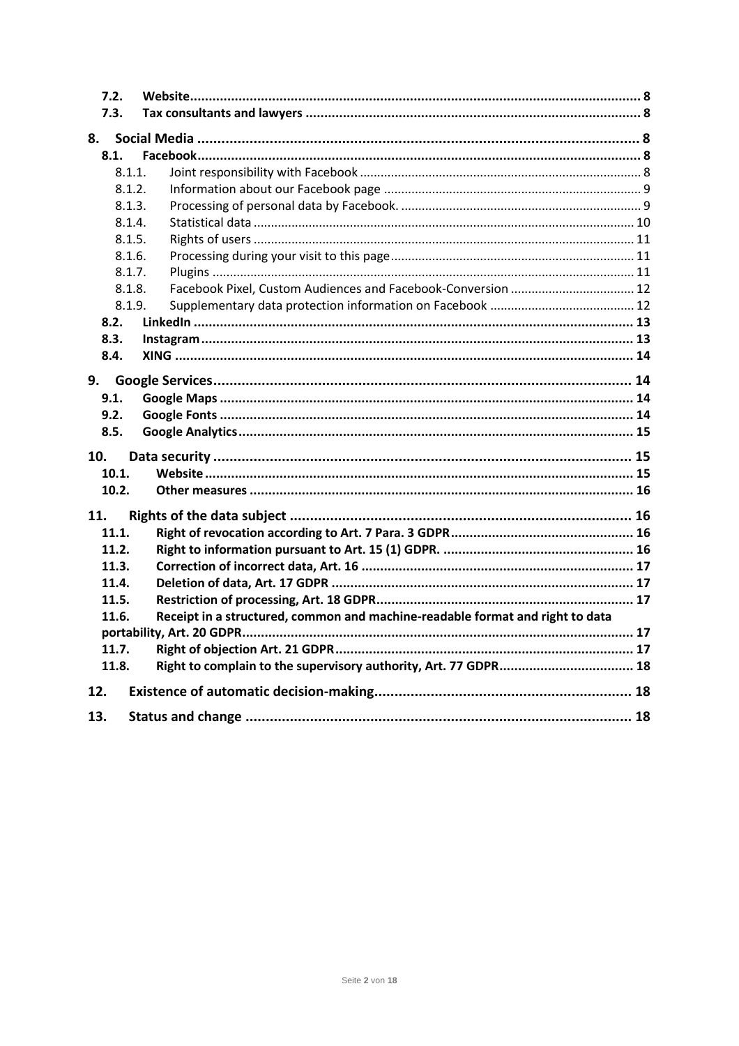- **7.2. Website** ... 8
- **7.3. Tax consultants and lawyers** ... 8

**8. Social Media** ... 8

- **8.1. Facebook** ... 8
  - 8.1.1. Joint responsibility with Facebook ... 8
  - 8.1.2. Information about our Facebook page ... 9
  - 8.1.3. Processing of personal data by Facebook. ... 9
  - 8.1.4. Statistical data ... 10
  - 8.1.5. Rights of users ... 11
  - 8.1.6. Processing during your visit to this page ... 11
  - 8.1.7. Plugins ... 11
  - 8.1.8. Facebook Pixel, Custom Audiences and Facebook-Conversion ... 12
  - 8.1.9. Supplementary data protection information on Facebook ... 12
- **8.2. LinkedIn** ... 13
- **8.3. Instagram** ... 13
- **8.4. XING** ... 14

**9. Google Services** ... 14

- **9.1. Google Maps** ... 14
- **9.2. Google Fonts** ... 14
- **8.5. Google Analytics** ... 15

**10. Data security** ... 15

- **10.1. Website** ... 15
- **10.2. Other measures** ... 16

**11. Rights of the data subject** ... 16

- **11.1. Right of revocation according to Art. 7 Para. 3 GDPR** ... 16
- **11.2. Right to information pursuant to Art. 15 (1) GDPR.** ... 16
- **11.3. Correction of incorrect data, Art. 16** ... 17
- **11.4. Deletion of data, Art. 17 GDPR** ... 17
- **11.5. Restriction of processing, Art. 18 GDPR** ... 17
- **11.6. Receipt in a structured, common and machine-readable format and right to data portability, Art. 20 GDPR** ... 17
- **11.7. Right of objection Art. 21 GDPR** ... 17
- **11.8. Right to complain to the supervisory authority, Art. 77 GDPR** ... 18

**12. Existence of automatic decision-making** ... 18

**13. Status and change** ... 18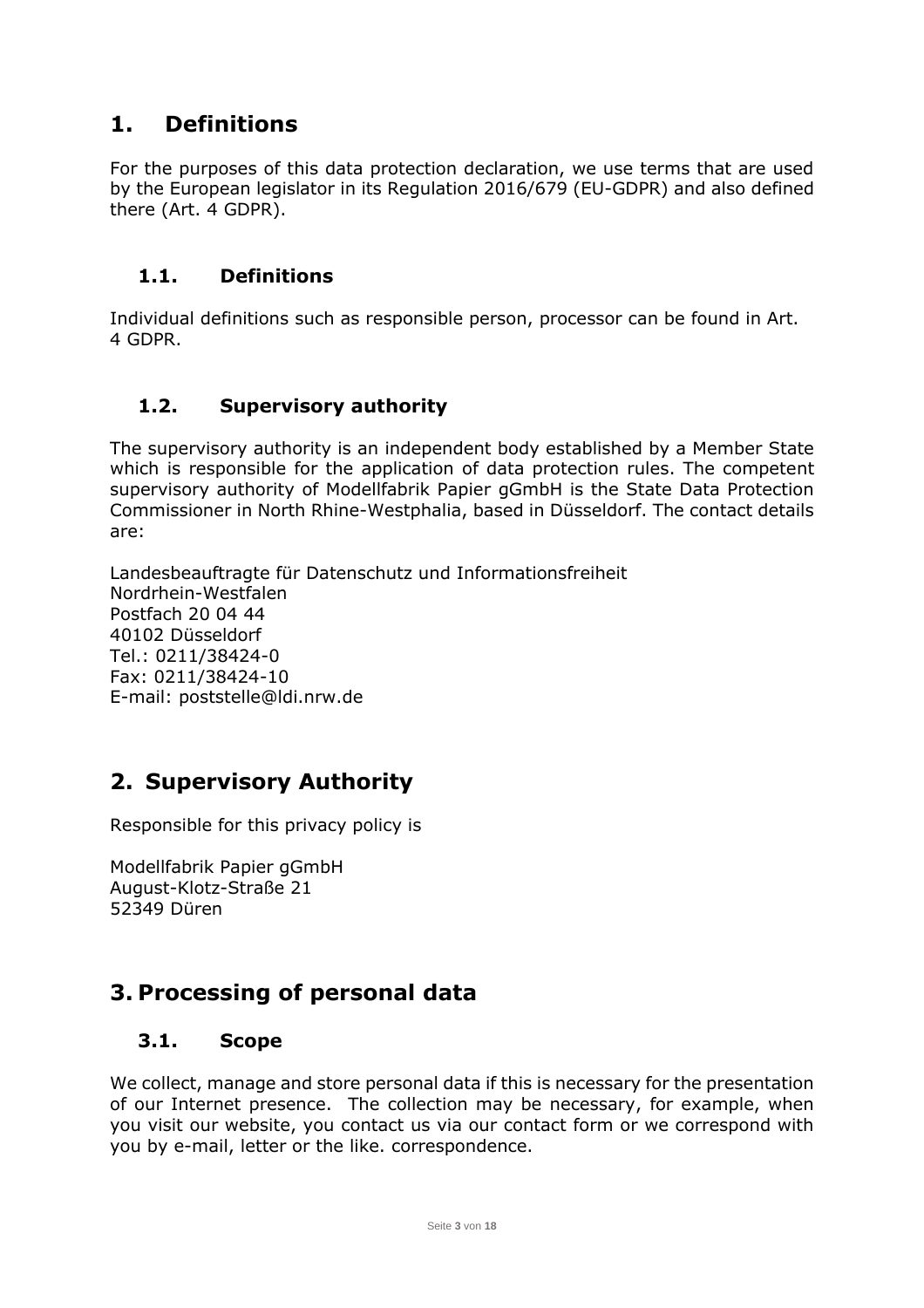# 1. Definitions

For the purposes of this data protection declaration, we use terms that are used by the European legislator in its Regulation 2016/679 (EU-GDPR) and also defined there (Art. 4 GDPR).

## 1.1. Definitions

Individual definitions such as responsible person, processor can be found in Art. 4 GDPR.

## 1.2. Supervisory authority

The supervisory authority is an independent body established by a Member State which is responsible for the application of data protection rules. The competent supervisory authority of Modellfabrik Papier gGmbH is the State Data Protection Commissioner in North Rhine-Westphalia, based in Düsseldorf. The contact details are:

Landesbeauftragte für Datenschutz und Informationsfreiheit  
Nordrhein-Westfalen  
Postfach 20 04 44  
40102 Düsseldorf  
Tel.: 0211/38424-0  
Fax: 0211/38424-10  
E-mail: poststelle@ldi.nrw.de

# 2. Supervisory Authority

Responsible for this privacy policy is

Modellfabrik Papier gGmbH  
August-Klotz-Straße 21  
52349 Düren

# 3. Processing of personal data

## 3.1. Scope

We collect, manage and store personal data if this is necessary for the presentation of our Internet presence.  The collection may be necessary, for example, when you visit our website, you contact us via our contact form or we correspond with you by e-mail, letter or the like. correspondence.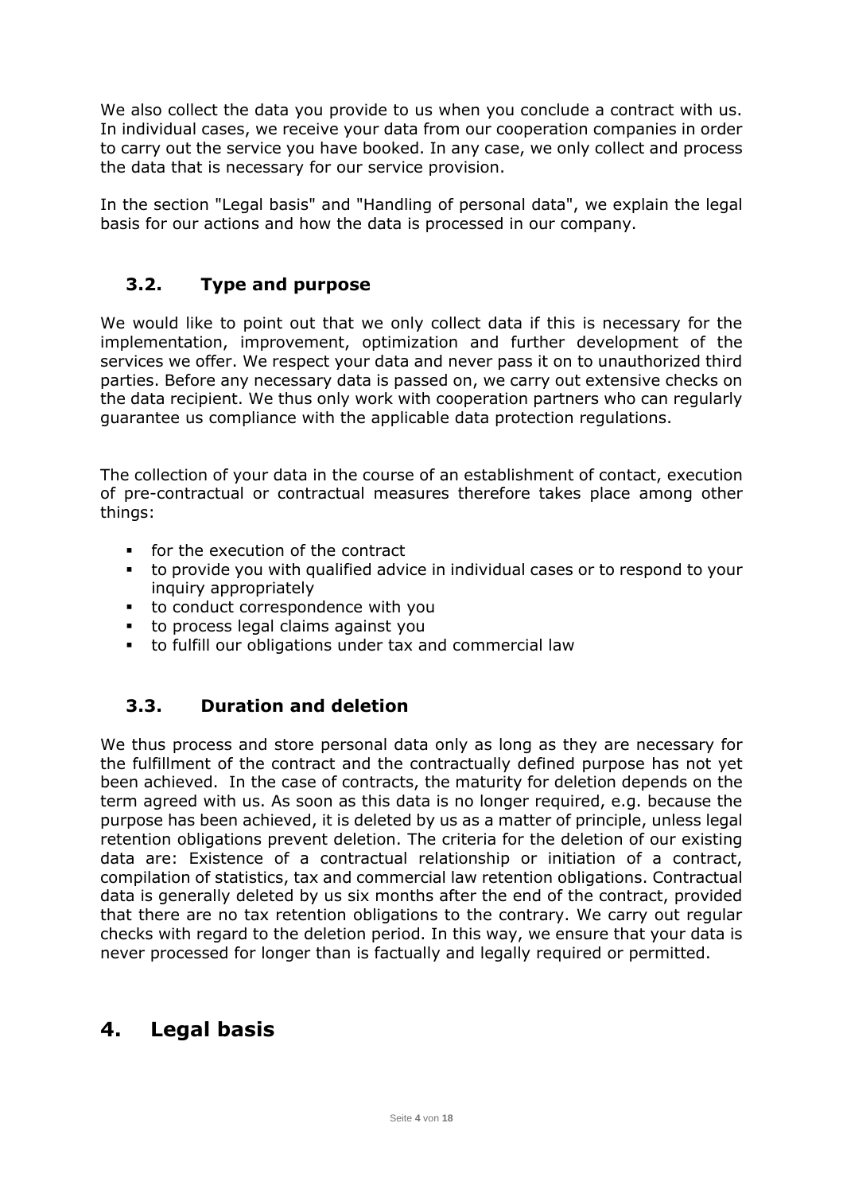We also collect the data you provide to us when you conclude a contract with us. In individual cases, we receive your data from our cooperation companies in order to carry out the service you have booked. In any case, we only collect and process the data that is necessary for our service provision.

In the section "Legal basis" and "Handling of personal data", we explain the legal basis for our actions and how the data is processed in our company.

### 3.2. Type and purpose

We would like to point out that we only collect data if this is necessary for the implementation, improvement, optimization and further development of the services we offer. We respect your data and never pass it on to unauthorized third parties. Before any necessary data is passed on, we carry out extensive checks on the data recipient. We thus only work with cooperation partners who can regularly guarantee us compliance with the applicable data protection regulations.

The collection of your data in the course of an establishment of contact, execution of pre-contractual or contractual measures therefore takes place among other things:

- for the execution of the contract
- to provide you with qualified advice in individual cases or to respond to your inquiry appropriately
- to conduct correspondence with you
- to process legal claims against you
- to fulfill our obligations under tax and commercial law

### 3.3. Duration and deletion

We thus process and store personal data only as long as they are necessary for the fulfillment of the contract and the contractually defined purpose has not yet been achieved. In the case of contracts, the maturity for deletion depends on the term agreed with us. As soon as this data is no longer required, e.g. because the purpose has been achieved, it is deleted by us as a matter of principle, unless legal retention obligations prevent deletion. The criteria for the deletion of our existing data are: Existence of a contractual relationship or initiation of a contract, compilation of statistics, tax and commercial law retention obligations. Contractual data is generally deleted by us six months after the end of the contract, provided that there are no tax retention obligations to the contrary. We carry out regular checks with regard to the deletion period. In this way, we ensure that your data is never processed for longer than is factually and legally required or permitted.

## 4. Legal basis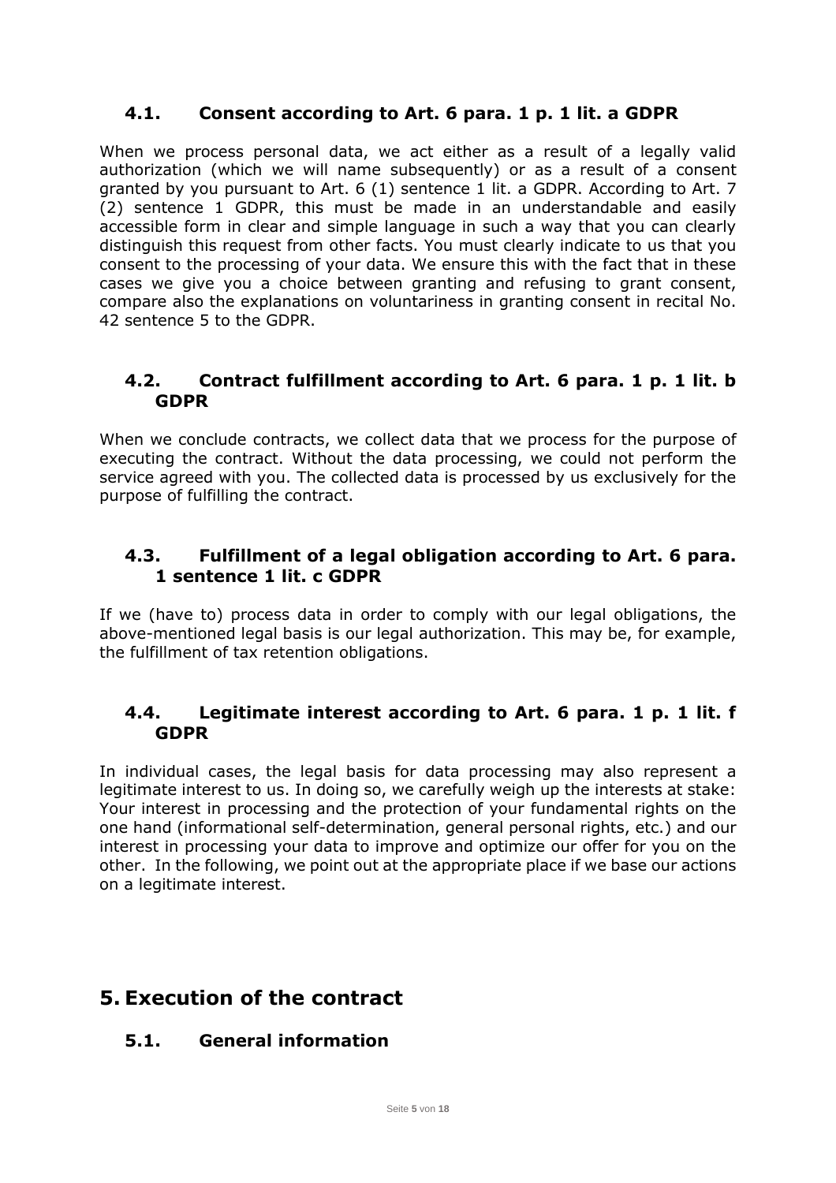### 4.1. Consent according to Art. 6 para. 1 p. 1 lit. a GDPR

When we process personal data, we act either as a result of a legally valid authorization (which we will name subsequently) or as a result of a consent granted by you pursuant to Art. 6 (1) sentence 1 lit. a GDPR. According to Art. 7 (2) sentence 1 GDPR, this must be made in an understandable and easily accessible form in clear and simple language in such a way that you can clearly distinguish this request from other facts. You must clearly indicate to us that you consent to the processing of your data. We ensure this with the fact that in these cases we give you a choice between granting and refusing to grant consent, compare also the explanations on voluntariness in granting consent in recital No. 42 sentence 5 to the GDPR.

### 4.2. Contract fulfillment according to Art. 6 para. 1 p. 1 lit. b GDPR

When we conclude contracts, we collect data that we process for the purpose of executing the contract. Without the data processing, we could not perform the service agreed with you. The collected data is processed by us exclusively for the purpose of fulfilling the contract.

### 4.3. Fulfillment of a legal obligation according to Art. 6 para. 1 sentence 1 lit. c GDPR

If we (have to) process data in order to comply with our legal obligations, the above-mentioned legal basis is our legal authorization. This may be, for example, the fulfillment of tax retention obligations.

### 4.4. Legitimate interest according to Art. 6 para. 1 p. 1 lit. f GDPR

In individual cases, the legal basis for data processing may also represent a legitimate interest to us. In doing so, we carefully weigh up the interests at stake: Your interest in processing and the protection of your fundamental rights on the one hand (informational self-determination, general personal rights, etc.) and our interest in processing your data to improve and optimize our offer for you on the other. In the following, we point out at the appropriate place if we base our actions on a legitimate interest.

## 5. Execution of the contract

### 5.1. General information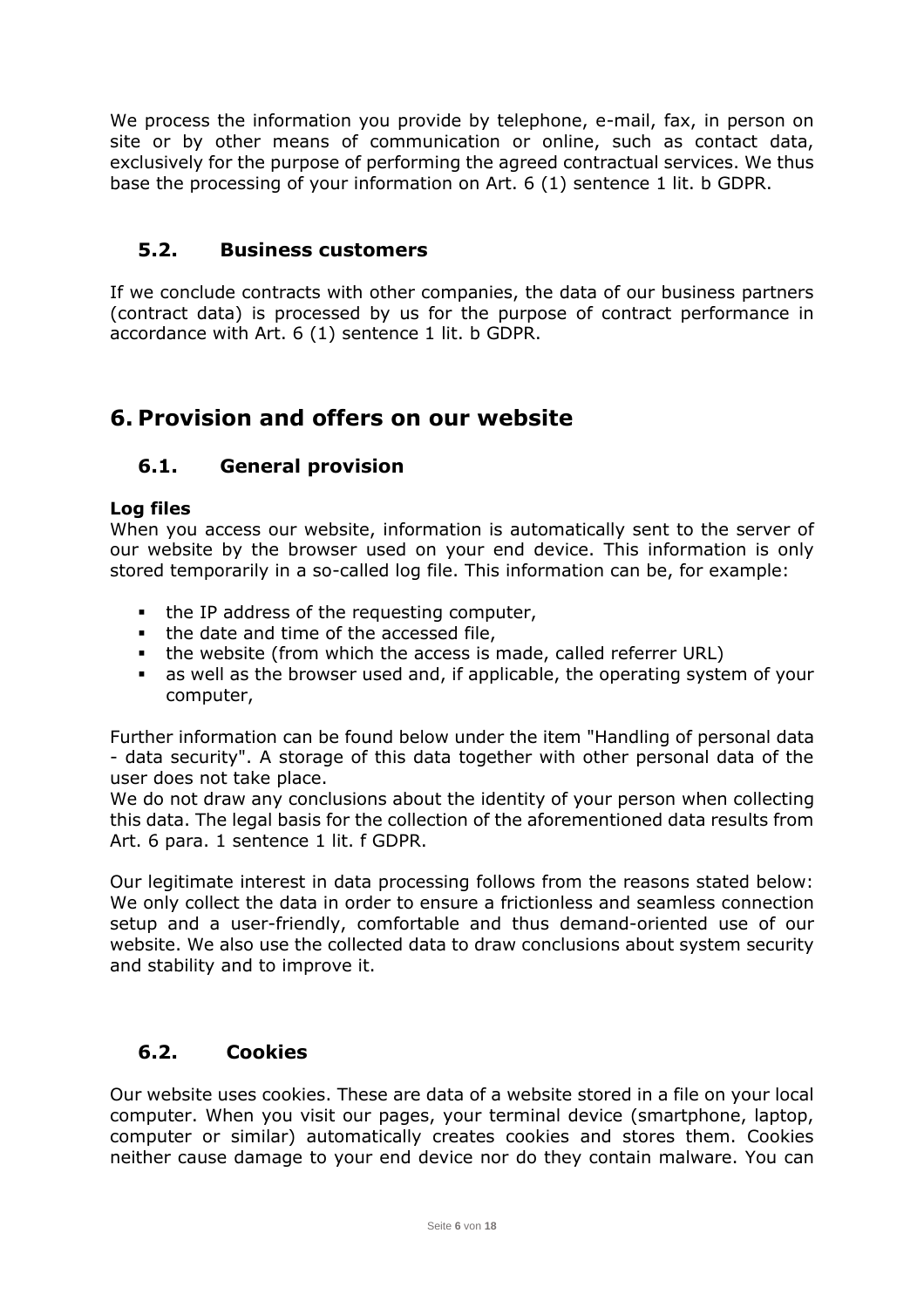We process the information you provide by telephone, e-mail, fax, in person on site or by other means of communication or online, such as contact data, exclusively for the purpose of performing the agreed contractual services. We thus base the processing of your information on Art. 6 (1) sentence 1 lit. b GDPR.

### 5.2. Business customers

If we conclude contracts with other companies, the data of our business partners (contract data) is processed by us for the purpose of contract performance in accordance with Art. 6 (1) sentence 1 lit. b GDPR.

## 6. Provision and offers on our website

### 6.1. General provision

**Log files**
When you access our website, information is automatically sent to the server of our website by the browser used on your end device. This information is only stored temporarily in a so-called log file. This information can be, for example:

- the IP address of the requesting computer,
- the date and time of the accessed file,
- the website (from which the access is made, called referrer URL)
- as well as the browser used and, if applicable, the operating system of your computer,

Further information can be found below under the item "Handling of personal data - data security". A storage of this data together with other personal data of the user does not take place.
We do not draw any conclusions about the identity of your person when collecting this data. The legal basis for the collection of the aforementioned data results from Art. 6 para. 1 sentence 1 lit. f GDPR.

Our legitimate interest in data processing follows from the reasons stated below: We only collect the data in order to ensure a frictionless and seamless connection setup and a user-friendly, comfortable and thus demand-oriented use of our website. We also use the collected data to draw conclusions about system security and stability and to improve it.

### 6.2. Cookies

Our website uses cookies. These are data of a website stored in a file on your local computer. When you visit our pages, your terminal device (smartphone, laptop, computer or similar) automatically creates cookies and stores them. Cookies neither cause damage to your end device nor do they contain malware. You can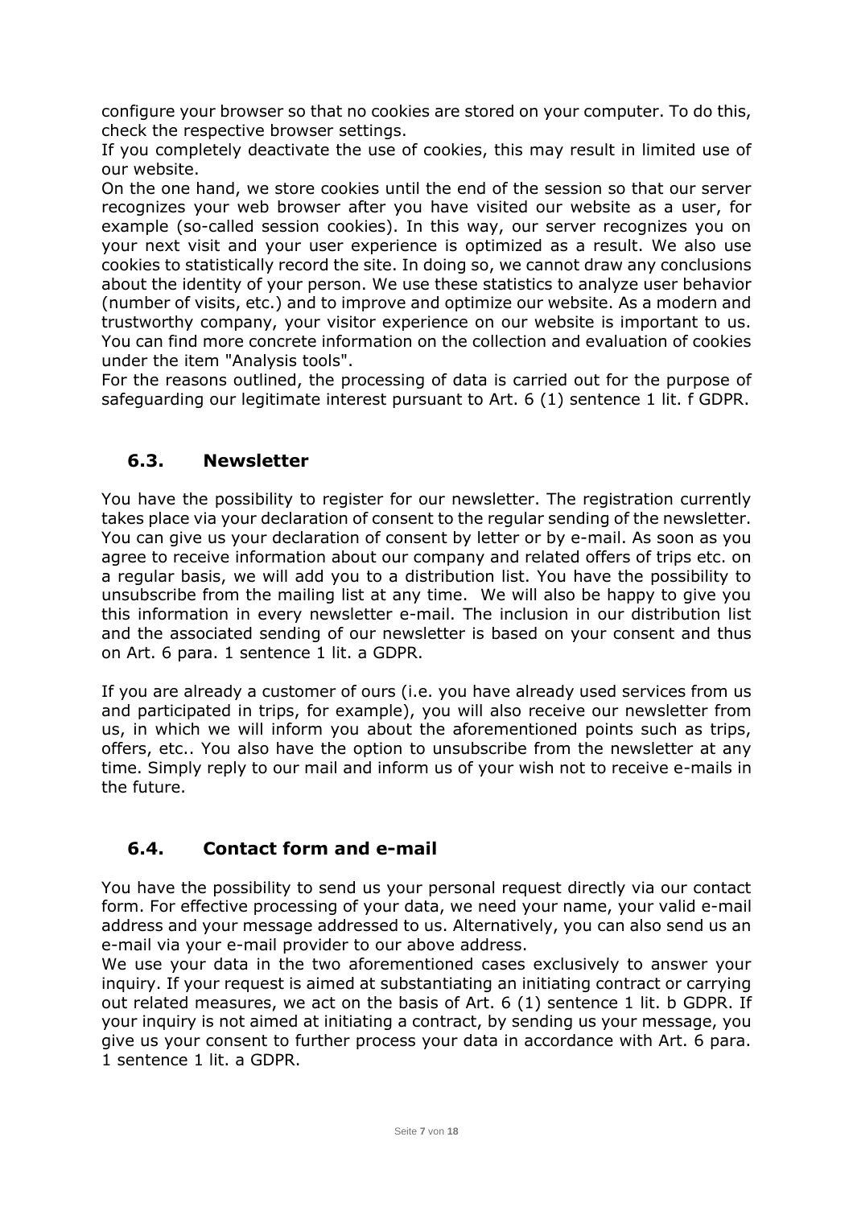configure your browser so that no cookies are stored on your computer. To do this, check the respective browser settings.
If you completely deactivate the use of cookies, this may result in limited use of our website.
On the one hand, we store cookies until the end of the session so that our server recognizes your web browser after you have visited our website as a user, for example (so-called session cookies). In this way, our server recognizes you on your next visit and your user experience is optimized as a result. We also use cookies to statistically record the site. In doing so, we cannot draw any conclusions about the identity of your person. We use these statistics to analyze user behavior (number of visits, etc.) and to improve and optimize our website. As a modern and trustworthy company, your visitor experience on our website is important to us. You can find more concrete information on the collection and evaluation of cookies under the item "Analysis tools".
For the reasons outlined, the processing of data is carried out for the purpose of safeguarding our legitimate interest pursuant to Art. 6 (1) sentence 1 lit. f GDPR.

## 6.3. Newsletter

You have the possibility to register for our newsletter. The registration currently takes place via your declaration of consent to the regular sending of the newsletter. You can give us your declaration of consent by letter or by e-mail. As soon as you agree to receive information about our company and related offers of trips etc. on a regular basis, we will add you to a distribution list. You have the possibility to unsubscribe from the mailing list at any time. We will also be happy to give you this information in every newsletter e-mail. The inclusion in our distribution list and the associated sending of our newsletter is based on your consent and thus on Art. 6 para. 1 sentence 1 lit. a GDPR.

If you are already a customer of ours (i.e. you have already used services from us and participated in trips, for example), you will also receive our newsletter from us, in which we will inform you about the aforementioned points such as trips, offers, etc.. You also have the option to unsubscribe from the newsletter at any time. Simply reply to our mail and inform us of your wish not to receive e-mails in the future.

## 6.4. Contact form and e-mail

You have the possibility to send us your personal request directly via our contact form. For effective processing of your data, we need your name, your valid e-mail address and your message addressed to us. Alternatively, you can also send us an e-mail via your e-mail provider to our above address.
We use your data in the two aforementioned cases exclusively to answer your inquiry. If your request is aimed at substantiating an initiating contract or carrying out related measures, we act on the basis of Art. 6 (1) sentence 1 lit. b GDPR. If your inquiry is not aimed at initiating a contract, by sending us your message, you give us your consent to further process your data in accordance with Art. 6 para. 1 sentence 1 lit. a GDPR.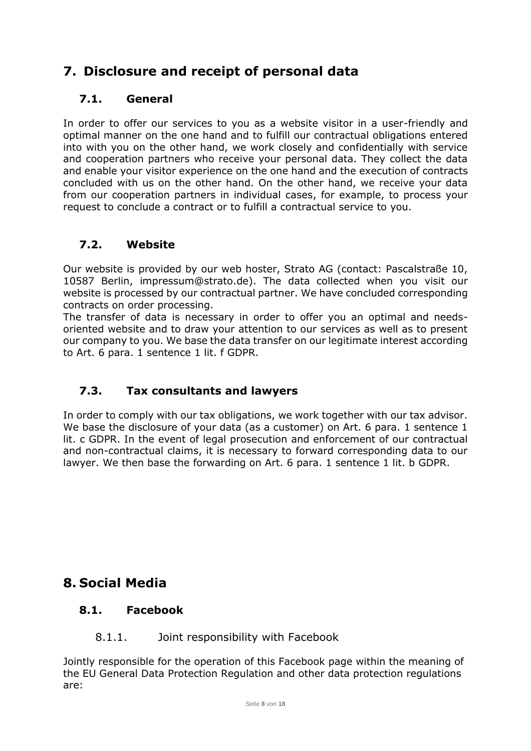# 7. Disclosure and receipt of personal data

## 7.1. General

In order to offer our services to you as a website visitor in a user-friendly and optimal manner on the one hand and to fulfill our contractual obligations entered into with you on the other hand, we work closely and confidentially with service and cooperation partners who receive your personal data. They collect the data and enable your visitor experience on the one hand and the execution of contracts concluded with us on the other hand. On the other hand, we receive your data from our cooperation partners in individual cases, for example, to process your request to conclude a contract or to fulfill a contractual service to you.

## 7.2. Website

Our website is provided by our web hoster, Strato AG (contact: Pascalstraße 10, 10587 Berlin, impressum@strato.de). The data collected when you visit our website is processed by our contractual partner. We have concluded corresponding contracts on order processing.
The transfer of data is necessary in order to offer you an optimal and needs-oriented website and to draw your attention to our services as well as to present our company to you. We base the data transfer on our legitimate interest according to Art. 6 para. 1 sentence 1 lit. f GDPR.

## 7.3. Tax consultants and lawyers

In order to comply with our tax obligations, we work together with our tax advisor. We base the disclosure of your data (as a customer) on Art. 6 para. 1 sentence 1 lit. c GDPR. In the event of legal prosecution and enforcement of our contractual and non-contractual claims, it is necessary to forward corresponding data to our lawyer. We then base the forwarding on Art. 6 para. 1 sentence 1 lit. b GDPR.

# 8. Social Media

## 8.1. Facebook

### 8.1.1. Joint responsibility with Facebook

Jointly responsible for the operation of this Facebook page within the meaning of the EU General Data Protection Regulation and other data protection regulations are: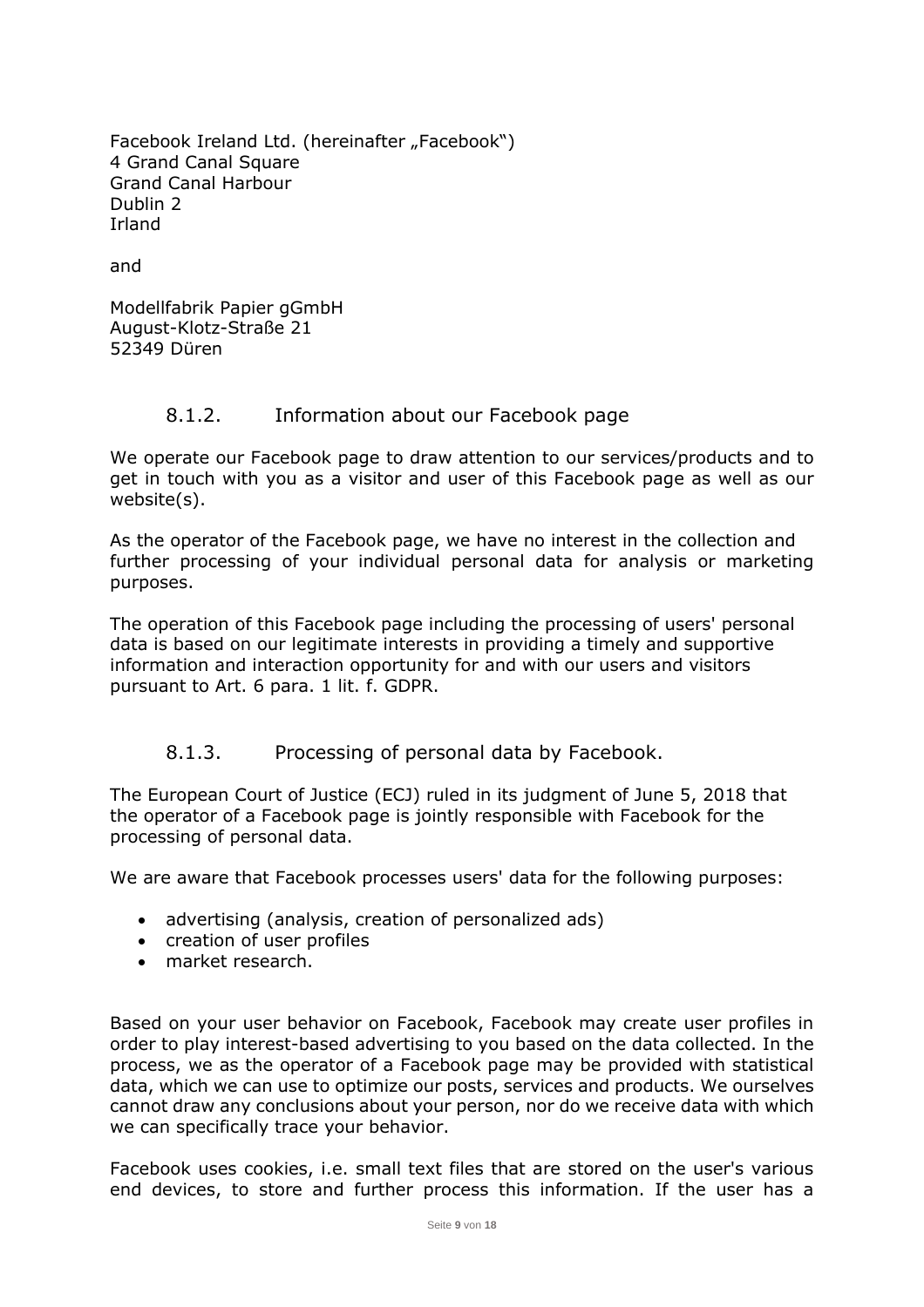Facebook Ireland Ltd. (hereinafter „Facebook“)
4 Grand Canal Square
Grand Canal Harbour
Dublin 2
Irland

and

Modellfabrik Papier gGmbH
August-Klotz-Straße 21
52349 Düren

### 8.1.2. Information about our Facebook page

We operate our Facebook page to draw attention to our services/products and to get in touch with you as a visitor and user of this Facebook page as well as our website(s).

As the operator of the Facebook page, we have no interest in the collection and further processing of your individual personal data for analysis or marketing purposes.

The operation of this Facebook page including the processing of users' personal data is based on our legitimate interests in providing a timely and supportive information and interaction opportunity for and with our users and visitors pursuant to Art. 6 para. 1 lit. f. GDPR.

### 8.1.3. Processing of personal data by Facebook.

The European Court of Justice (ECJ) ruled in its judgment of June 5, 2018 that the operator of a Facebook page is jointly responsible with Facebook for the processing of personal data.

We are aware that Facebook processes users' data for the following purposes:

- advertising (analysis, creation of personalized ads)
- creation of user profiles
- market research.

Based on your user behavior on Facebook, Facebook may create user profiles in order to play interest-based advertising to you based on the data collected. In the process, we as the operator of a Facebook page may be provided with statistical data, which we can use to optimize our posts, services and products. We ourselves cannot draw any conclusions about your person, nor do we receive data with which we can specifically trace your behavior.

Facebook uses cookies, i.e. small text files that are stored on the user's various end devices, to store and further process this information. If the user has a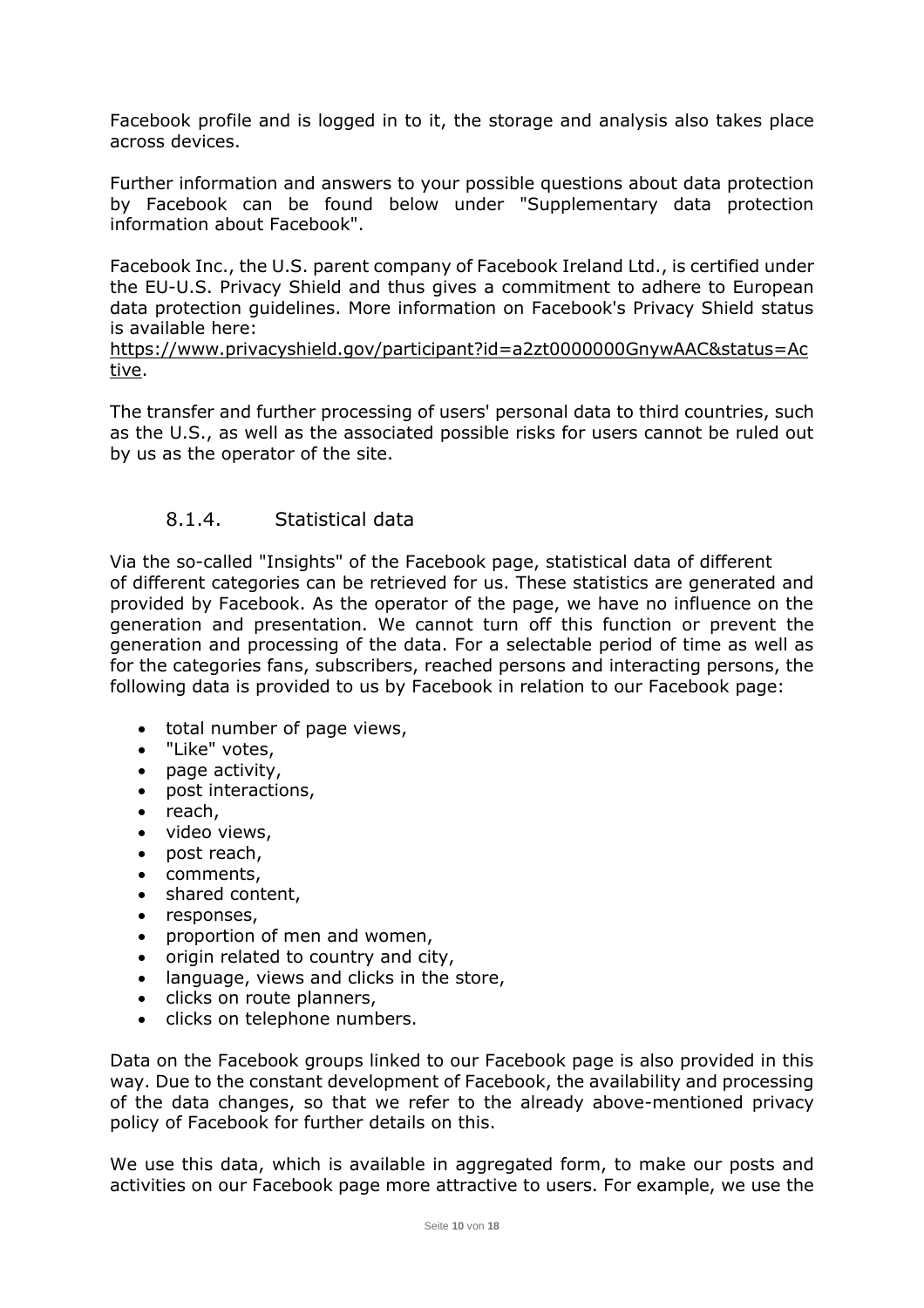Facebook profile and is logged in to it, the storage and analysis also takes place across devices.

Further information and answers to your possible questions about data protection by Facebook can be found below under "Supplementary data protection information about Facebook".

Facebook Inc., the U.S. parent company of Facebook Ireland Ltd., is certified under the EU-U.S. Privacy Shield and thus gives a commitment to adhere to European data protection guidelines. More information on Facebook's Privacy Shield status is available here: [https://www.privacyshield.gov/participant?id=a2zt0000000GnywAAC&status=Active](https://www.privacyshield.gov/participant?id=a2zt0000000GnywAAC&status=Active).

The transfer and further processing of users' personal data to third countries, such as the U.S., as well as the associated possible risks for users cannot be ruled out by us as the operator of the site.

### 8.1.4. Statistical data

Via the so-called "Insights" of the Facebook page, statistical data of different of different categories can be retrieved for us. These statistics are generated and provided by Facebook. As the operator of the page, we have no influence on the generation and presentation. We cannot turn off this function or prevent the generation and processing of the data. For a selectable period of time as well as for the categories fans, subscribers, reached persons and interacting persons, the following data is provided to us by Facebook in relation to our Facebook page:

- total number of page views,
- "Like" votes,
- page activity,
- post interactions,
- reach,
- video views,
- post reach,
- comments,
- shared content,
- responses,
- proportion of men and women,
- origin related to country and city,
- language, views and clicks in the store,
- clicks on route planners,
- clicks on telephone numbers.

Data on the Facebook groups linked to our Facebook page is also provided in this way. Due to the constant development of Facebook, the availability and processing of the data changes, so that we refer to the already above-mentioned privacy policy of Facebook for further details on this.

We use this data, which is available in aggregated form, to make our posts and activities on our Facebook page more attractive to users. For example, we use the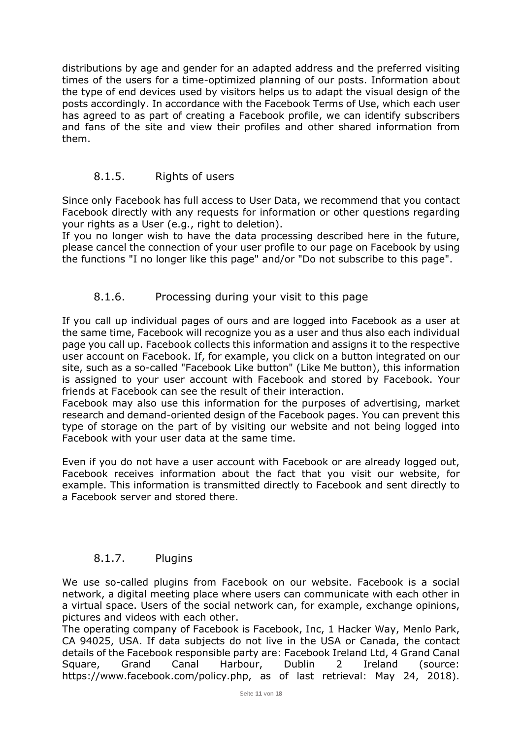distributions by age and gender for an adapted address and the preferred visiting times of the users for a time-optimized planning of our posts. Information about the type of end devices used by visitors helps us to adapt the visual design of the posts accordingly. In accordance with the Facebook Terms of Use, which each user has agreed to as part of creating a Facebook profile, we can identify subscribers and fans of the site and view their profiles and other shared information from them.

### 8.1.5. Rights of users

Since only Facebook has full access to User Data, we recommend that you contact Facebook directly with any requests for information or other questions regarding your rights as a User (e.g., right to deletion).
If you no longer wish to have the data processing described here in the future, please cancel the connection of your user profile to our page on Facebook by using the functions "I no longer like this page" and/or "Do not subscribe to this page".

### 8.1.6. Processing during your visit to this page

If you call up individual pages of ours and are logged into Facebook as a user at the same time, Facebook will recognize you as a user and thus also each individual page you call up. Facebook collects this information and assigns it to the respective user account on Facebook. If, for example, you click on a button integrated on our site, such as a so-called "Facebook Like button" (Like Me button), this information is assigned to your user account with Facebook and stored by Facebook. Your friends at Facebook can see the result of their interaction.
Facebook may also use this information for the purposes of advertising, market research and demand-oriented design of the Facebook pages. You can prevent this type of storage on the part of by visiting our website and not being logged into Facebook with your user data at the same time.

Even if you do not have a user account with Facebook or are already logged out, Facebook receives information about the fact that you visit our website, for example. This information is transmitted directly to Facebook and sent directly to a Facebook server and stored there.

### 8.1.7. Plugins

We use so-called plugins from Facebook on our website. Facebook is a social network, a digital meeting place where users can communicate with each other in a virtual space. Users of the social network can, for example, exchange opinions, pictures and videos with each other.
The operating company of Facebook is Facebook, Inc, 1 Hacker Way, Menlo Park, CA 94025, USA. If data subjects do not live in the USA or Canada, the contact details of the Facebook responsible party are: Facebook Ireland Ltd, 4 Grand Canal Square, Grand Canal Harbour, Dublin 2 Ireland (source: https://www.facebook.com/policy.php, as of last retrieval: May 24, 2018).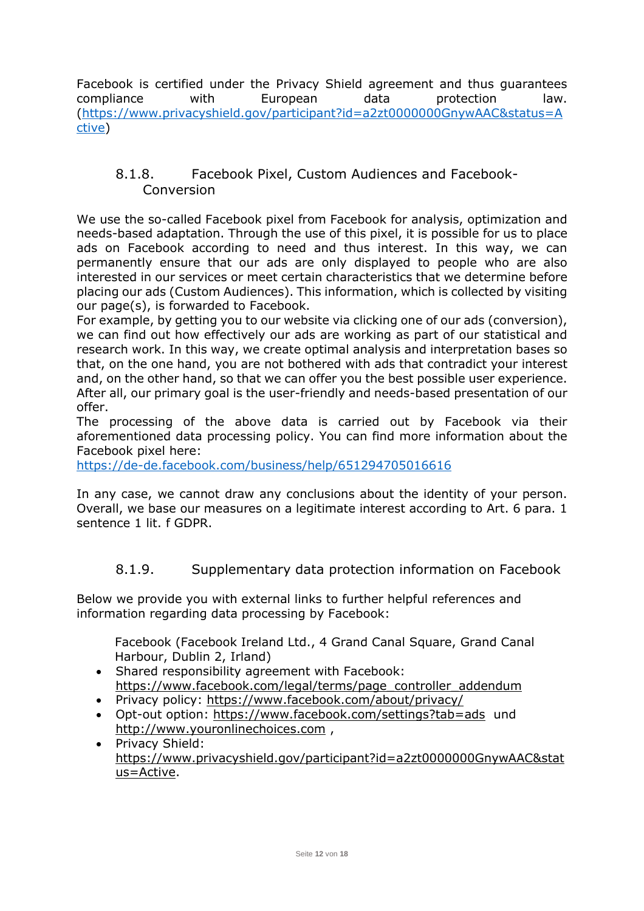Facebook is certified under the Privacy Shield agreement and thus guarantees compliance with European data protection law. (https://www.privacyshield.gov/participant?id=a2zt0000000GnywAAC&status=Active)

### 8.1.8. Facebook Pixel, Custom Audiences and Facebook-Conversion

We use the so-called Facebook pixel from Facebook for analysis, optimization and needs-based adaptation. Through the use of this pixel, it is possible for us to place ads on Facebook according to need and thus interest. In this way, we can permanently ensure that our ads are only displayed to people who are also interested in our services or meet certain characteristics that we determine before placing our ads (Custom Audiences). This information, which is collected by visiting our page(s), is forwarded to Facebook.
For example, by getting you to our website via clicking one of our ads (conversion), we can find out how effectively our ads are working as part of our statistical and research work. In this way, we create optimal analysis and interpretation bases so that, on the one hand, you are not bothered with ads that contradict your interest and, on the other hand, so that we can offer you the best possible user experience. After all, our primary goal is the user-friendly and needs-based presentation of our offer.
The processing of the above data is carried out by Facebook via their aforementioned data processing policy. You can find more information about the Facebook pixel here:
https://de-de.facebook.com/business/help/651294705016616

In any case, we cannot draw any conclusions about the identity of your person. Overall, we base our measures on a legitimate interest according to Art. 6 para. 1 sentence 1 lit. f GDPR.

### 8.1.9. Supplementary data protection information on Facebook

Below we provide you with external links to further helpful references and information regarding data processing by Facebook:

Facebook (Facebook Ireland Ltd., 4 Grand Canal Square, Grand Canal Harbour, Dublin 2, Irland)

- Shared responsibility agreement with Facebook: https://www.facebook.com/legal/terms/page_controller_addendum
- Privacy policy: https://www.facebook.com/about/privacy/
- Opt-out option: https://www.facebook.com/settings?tab=ads und http://www.youronlinechoices.com ,
- Privacy Shield: https://www.privacyshield.gov/participant?id=a2zt0000000GnywAAC&status=Active.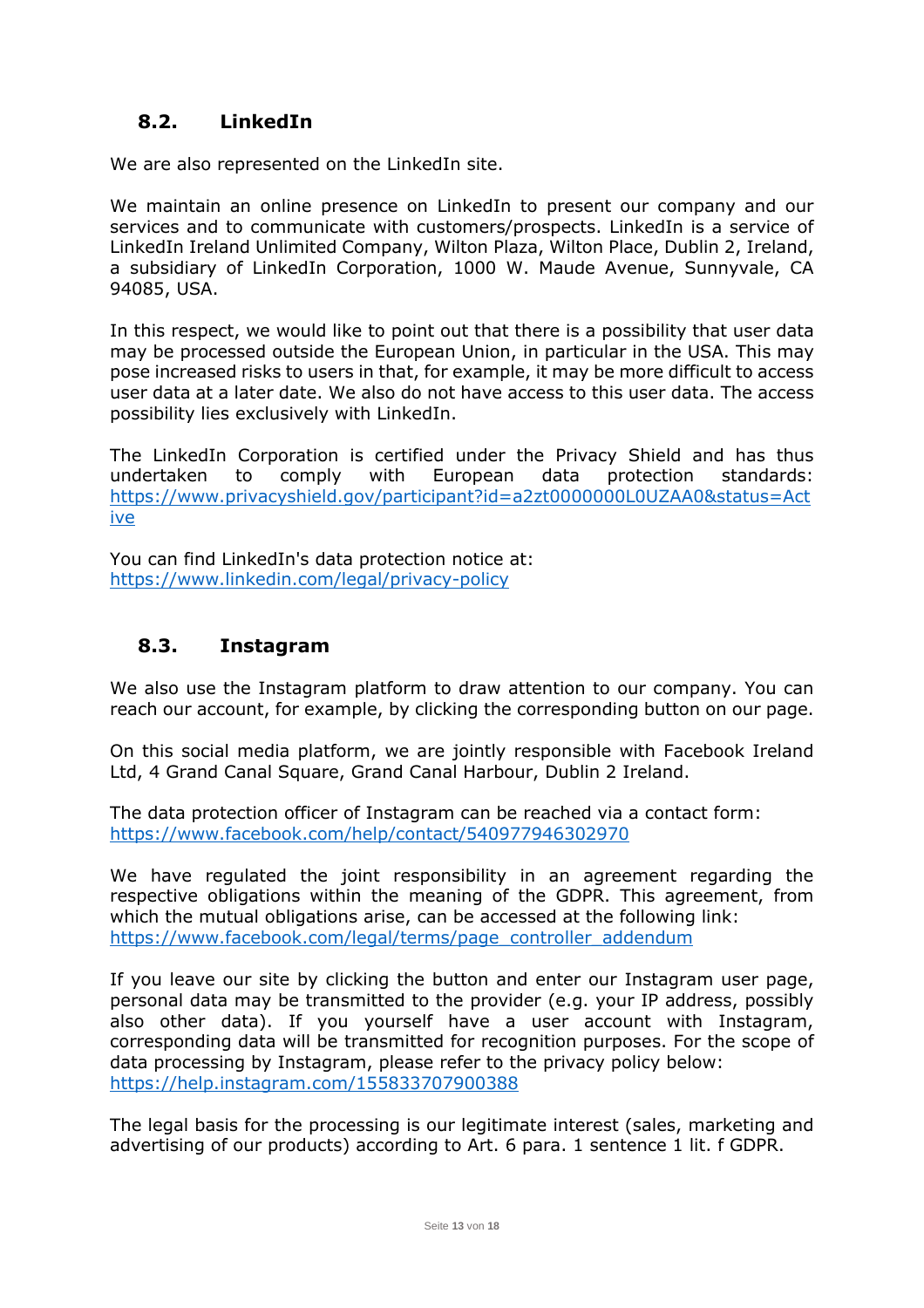## 8.2. LinkedIn

We are also represented on the LinkedIn site.

We maintain an online presence on LinkedIn to present our company and our services and to communicate with customers/prospects. LinkedIn is a service of LinkedIn Ireland Unlimited Company, Wilton Plaza, Wilton Place, Dublin 2, Ireland, a subsidiary of LinkedIn Corporation, 1000 W. Maude Avenue, Sunnyvale, CA 94085, USA.

In this respect, we would like to point out that there is a possibility that user data may be processed outside the European Union, in particular in the USA. This may pose increased risks to users in that, for example, it may be more difficult to access user data at a later date. We also do not have access to this user data. The access possibility lies exclusively with LinkedIn.

The LinkedIn Corporation is certified under the Privacy Shield and has thus undertaken to comply with European data protection standards: https://www.privacyshield.gov/participant?id=a2zt0000000L0UZAA0&status=Active

You can find LinkedIn's data protection notice at:
https://www.linkedin.com/legal/privacy-policy

## 8.3. Instagram

We also use the Instagram platform to draw attention to our company. You can reach our account, for example, by clicking the corresponding button on our page.

On this social media platform, we are jointly responsible with Facebook Ireland Ltd, 4 Grand Canal Square, Grand Canal Harbour, Dublin 2 Ireland.

The data protection officer of Instagram can be reached via a contact form:
https://www.facebook.com/help/contact/540977946302970

We have regulated the joint responsibility in an agreement regarding the respective obligations within the meaning of the GDPR. This agreement, from which the mutual obligations arise, can be accessed at the following link:
https://www.facebook.com/legal/terms/page_controller_addendum

If you leave our site by clicking the button and enter our Instagram user page, personal data may be transmitted to the provider (e.g. your IP address, possibly also other data). If you yourself have a user account with Instagram, corresponding data will be transmitted for recognition purposes. For the scope of data processing by Instagram, please refer to the privacy policy below:
https://help.instagram.com/155833707900388

The legal basis for the processing is our legitimate interest (sales, marketing and advertising of our products) according to Art. 6 para. 1 sentence 1 lit. f GDPR.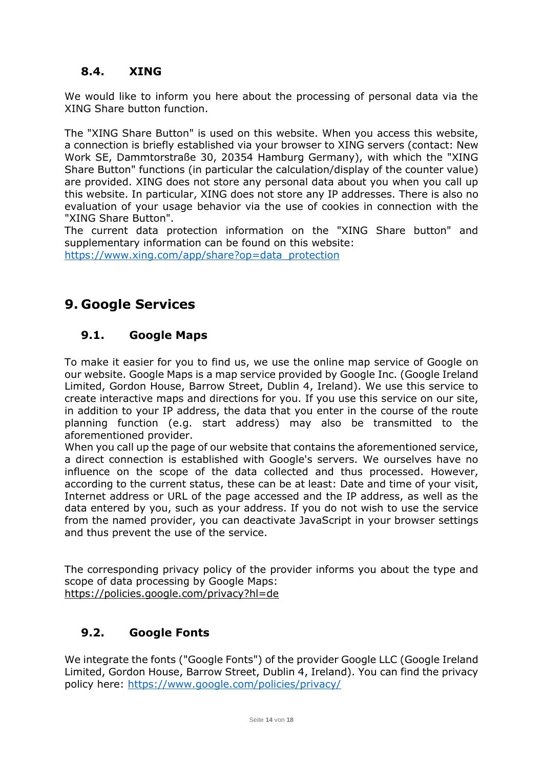### 8.4. XING

We would like to inform you here about the processing of personal data via the XING Share button function.

The "XING Share Button" is used on this website. When you access this website, a connection is briefly established via your browser to XING servers (contact: New Work SE, Dammtorstraße 30, 20354 Hamburg Germany), with which the "XING Share Button" functions (in particular the calculation/display of the counter value) are provided. XING does not store any personal data about you when you call up this website. In particular, XING does not store any IP addresses. There is also no evaluation of your usage behavior via the use of cookies in connection with the "XING Share Button".
The current data protection information on the "XING Share button" and supplementary information can be found on this website:
https://www.xing.com/app/share?op=data_protection

## 9. Google Services

### 9.1. Google Maps

To make it easier for you to find us, we use the online map service of Google on our website. Google Maps is a map service provided by Google Inc. (Google Ireland Limited, Gordon House, Barrow Street, Dublin 4, Ireland). We use this service to create interactive maps and directions for you. If you use this service on our site, in addition to your IP address, the data that you enter in the course of the route planning function (e.g. start address) may also be transmitted to the aforementioned provider.
When you call up the page of our website that contains the aforementioned service, a direct connection is established with Google's servers. We ourselves have no influence on the scope of the data collected and thus processed. However, according to the current status, these can be at least: Date and time of your visit, Internet address or URL of the page accessed and the IP address, as well as the data entered by you, such as your address. If you do not wish to use the service from the named provider, you can deactivate JavaScript in your browser settings and thus prevent the use of the service.

The corresponding privacy policy of the provider informs you about the type and scope of data processing by Google Maps:
https://policies.google.com/privacy?hl=de

### 9.2. Google Fonts

We integrate the fonts ("Google Fonts") of the provider Google LLC (Google Ireland Limited, Gordon House, Barrow Street, Dublin 4, Ireland). You can find the privacy policy here: https://www.google.com/policies/privacy/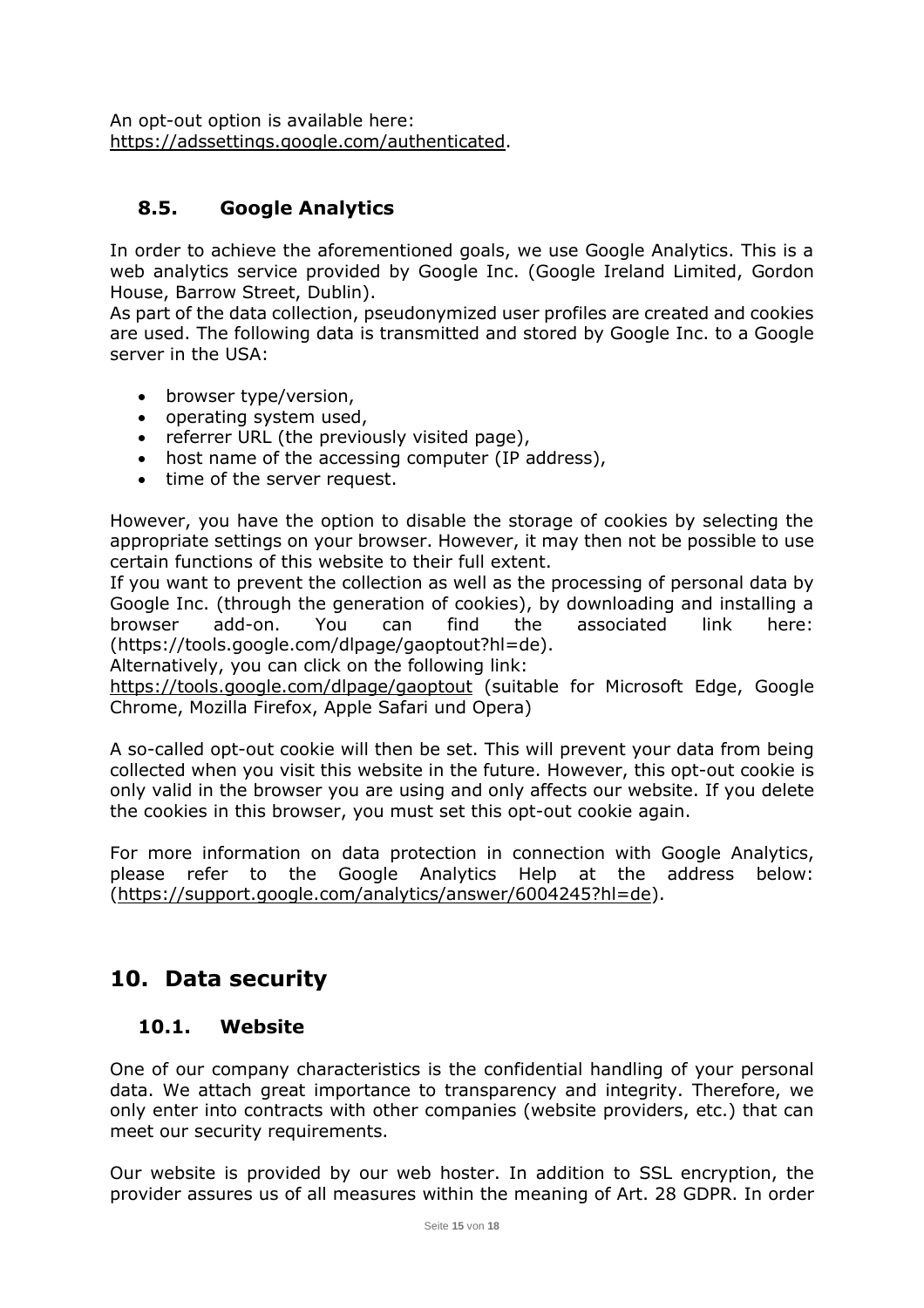An opt-out option is available here: https://adssettings.google.com/authenticated.

### 8.5. Google Analytics

In order to achieve the aforementioned goals, we use Google Analytics. This is a web analytics service provided by Google Inc. (Google Ireland Limited, Gordon House, Barrow Street, Dublin).

As part of the data collection, pseudonymized user profiles are created and cookies are used. The following data is transmitted and stored by Google Inc. to a Google server in the USA:

- browser type/version,
- operating system used,
- referrer URL (the previously visited page),
- host name of the accessing computer (IP address),
- time of the server request.

However, you have the option to disable the storage of cookies by selecting the appropriate settings on your browser. However, it may then not be possible to use certain functions of this website to their full extent.

If you want to prevent the collection as well as the processing of personal data by Google Inc. (through the generation of cookies), by downloading and installing a browser add-on. You can find the associated link here: (https://tools.google.com/dlpage/gaoptout?hl=de).

Alternatively, you can click on the following link:

https://tools.google.com/dlpage/gaoptout (suitable for Microsoft Edge, Google Chrome, Mozilla Firefox, Apple Safari und Opera)

A so-called opt-out cookie will then be set. This will prevent your data from being collected when you visit this website in the future. However, this opt-out cookie is only valid in the browser you are using and only affects our website. If you delete the cookies in this browser, you must set this opt-out cookie again.

For more information on data protection in connection with Google Analytics, please refer to the Google Analytics Help at the address below: (https://support.google.com/analytics/answer/6004245?hl=de).

## 10. Data security

### 10.1. Website

One of our company characteristics is the confidential handling of your personal data. We attach great importance to transparency and integrity. Therefore, we only enter into contracts with other companies (website providers, etc.) that can meet our security requirements.

Our website is provided by our web hoster. In addition to SSL encryption, the provider assures us of all measures within the meaning of Art. 28 GDPR. In order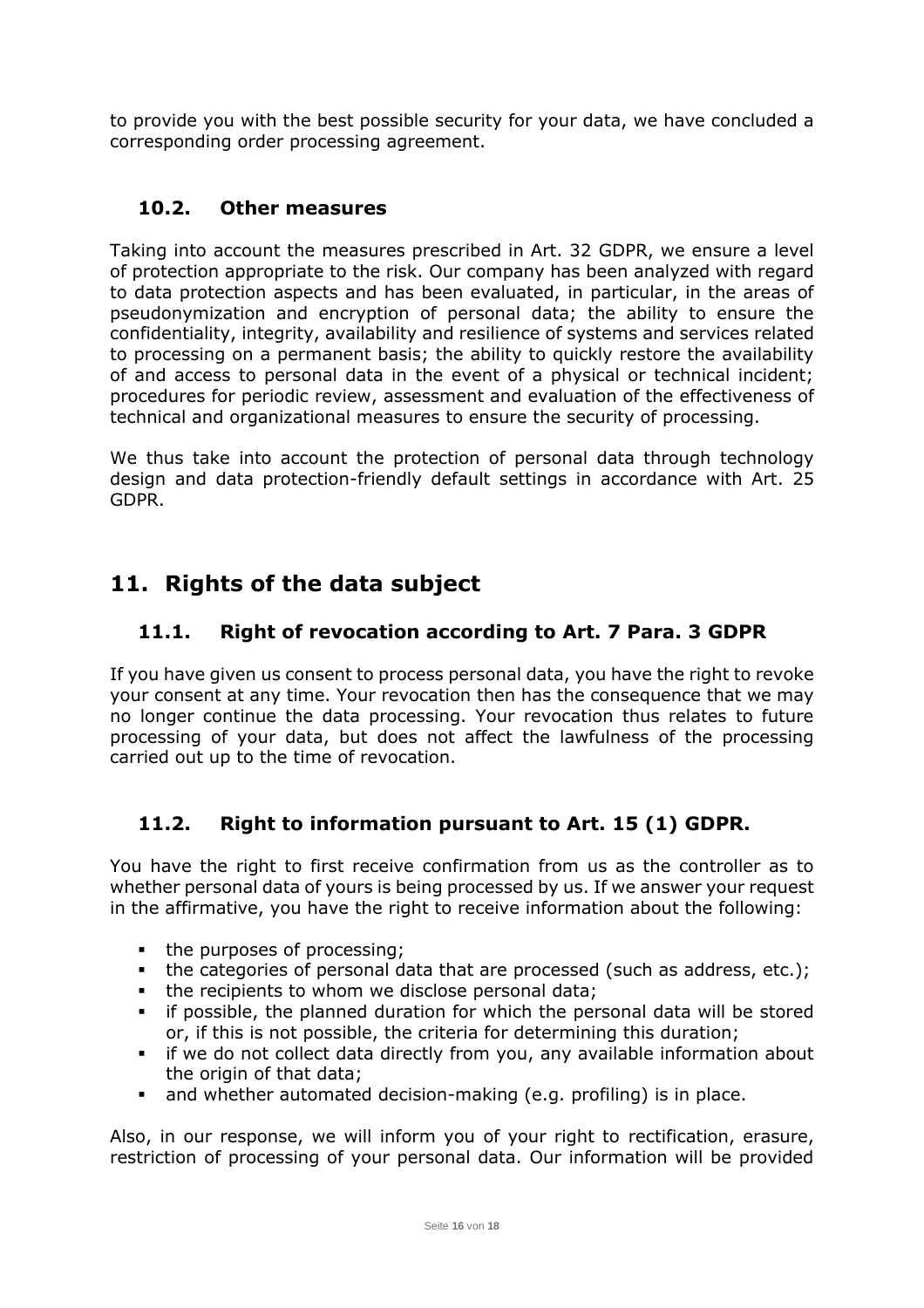to provide you with the best possible security for your data, we have concluded a corresponding order processing agreement.

### 10.2. Other measures

Taking into account the measures prescribed in Art. 32 GDPR, we ensure a level of protection appropriate to the risk. Our company has been analyzed with regard to data protection aspects and has been evaluated, in particular, in the areas of pseudonymization and encryption of personal data; the ability to ensure the confidentiality, integrity, availability and resilience of systems and services related to processing on a permanent basis; the ability to quickly restore the availability of and access to personal data in the event of a physical or technical incident; procedures for periodic review, assessment and evaluation of the effectiveness of technical and organizational measures to ensure the security of processing.

We thus take into account the protection of personal data through technology design and data protection-friendly default settings in accordance with Art. 25 GDPR.

## 11. Rights of the data subject

### 11.1. Right of revocation according to Art. 7 Para. 3 GDPR

If you have given us consent to process personal data, you have the right to revoke your consent at any time. Your revocation then has the consequence that we may no longer continue the data processing. Your revocation thus relates to future processing of your data, but does not affect the lawfulness of the processing carried out up to the time of revocation.

### 11.2. Right to information pursuant to Art. 15 (1) GDPR.

You have the right to first receive confirmation from us as the controller as to whether personal data of yours is being processed by us. If we answer your request in the affirmative, you have the right to receive information about the following:

- the purposes of processing;
- the categories of personal data that are processed (such as address, etc.);
- the recipients to whom we disclose personal data;
- if possible, the planned duration for which the personal data will be stored or, if this is not possible, the criteria for determining this duration;
- if we do not collect data directly from you, any available information about the origin of that data;
- and whether automated decision-making (e.g. profiling) is in place.

Also, in our response, we will inform you of your right to rectification, erasure, restriction of processing of your personal data. Our information will be provided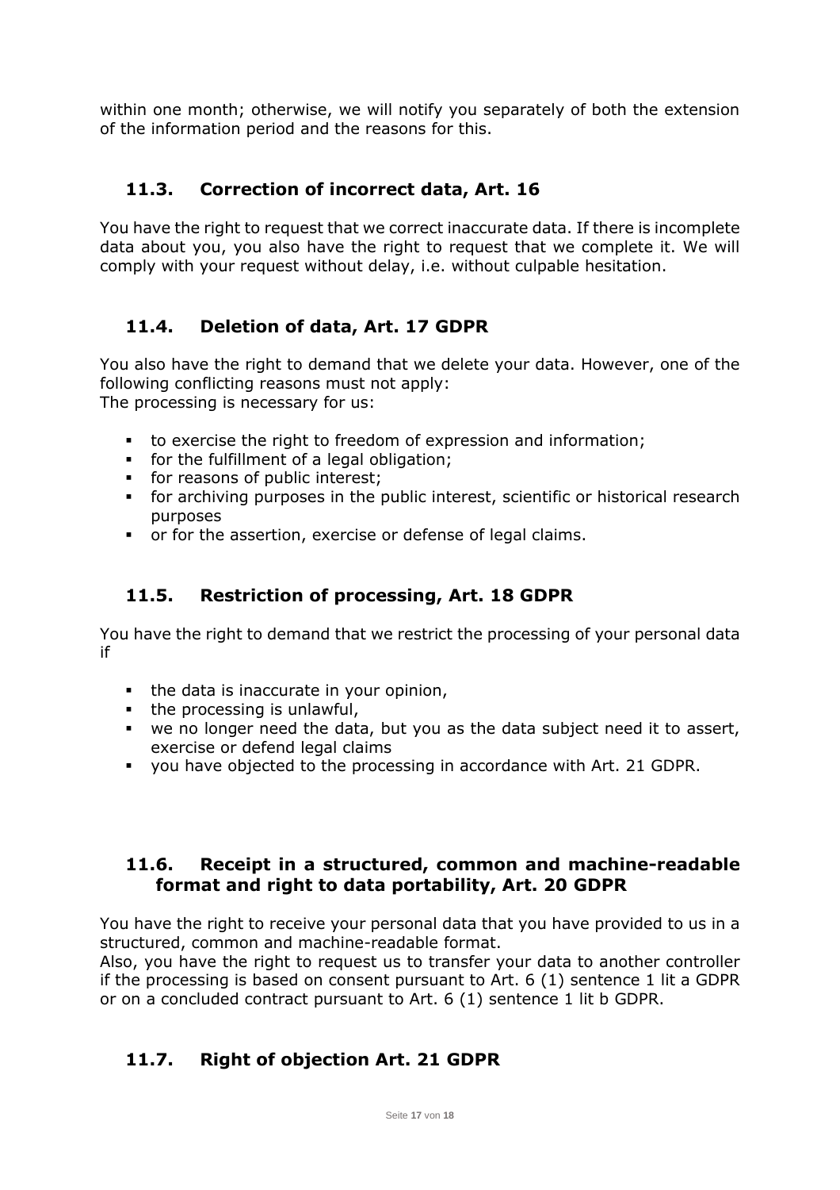within one month; otherwise, we will notify you separately of both the extension of the information period and the reasons for this.

### 11.3. Correction of incorrect data, Art. 16

You have the right to request that we correct inaccurate data. If there is incomplete data about you, you also have the right to request that we complete it. We will comply with your request without delay, i.e. without culpable hesitation.

### 11.4. Deletion of data, Art. 17 GDPR

You also have the right to demand that we delete your data. However, one of the following conflicting reasons must not apply:
The processing is necessary for us:

- to exercise the right to freedom of expression and information;
- for the fulfillment of a legal obligation;
- for reasons of public interest;
- for archiving purposes in the public interest, scientific or historical research purposes
- or for the assertion, exercise or defense of legal claims.

### 11.5. Restriction of processing, Art. 18 GDPR

You have the right to demand that we restrict the processing of your personal data if

- the data is inaccurate in your opinion,
- the processing is unlawful,
- we no longer need the data, but you as the data subject need it to assert, exercise or defend legal claims
- you have objected to the processing in accordance with Art. 21 GDPR.

### 11.6. Receipt in a structured, common and machine-readable format and right to data portability, Art. 20 GDPR

You have the right to receive your personal data that you have provided to us in a structured, common and machine-readable format.
Also, you have the right to request us to transfer your data to another controller if the processing is based on consent pursuant to Art. 6 (1) sentence 1 lit a GDPR or on a concluded contract pursuant to Art. 6 (1) sentence 1 lit b GDPR.

### 11.7. Right of objection Art. 21 GDPR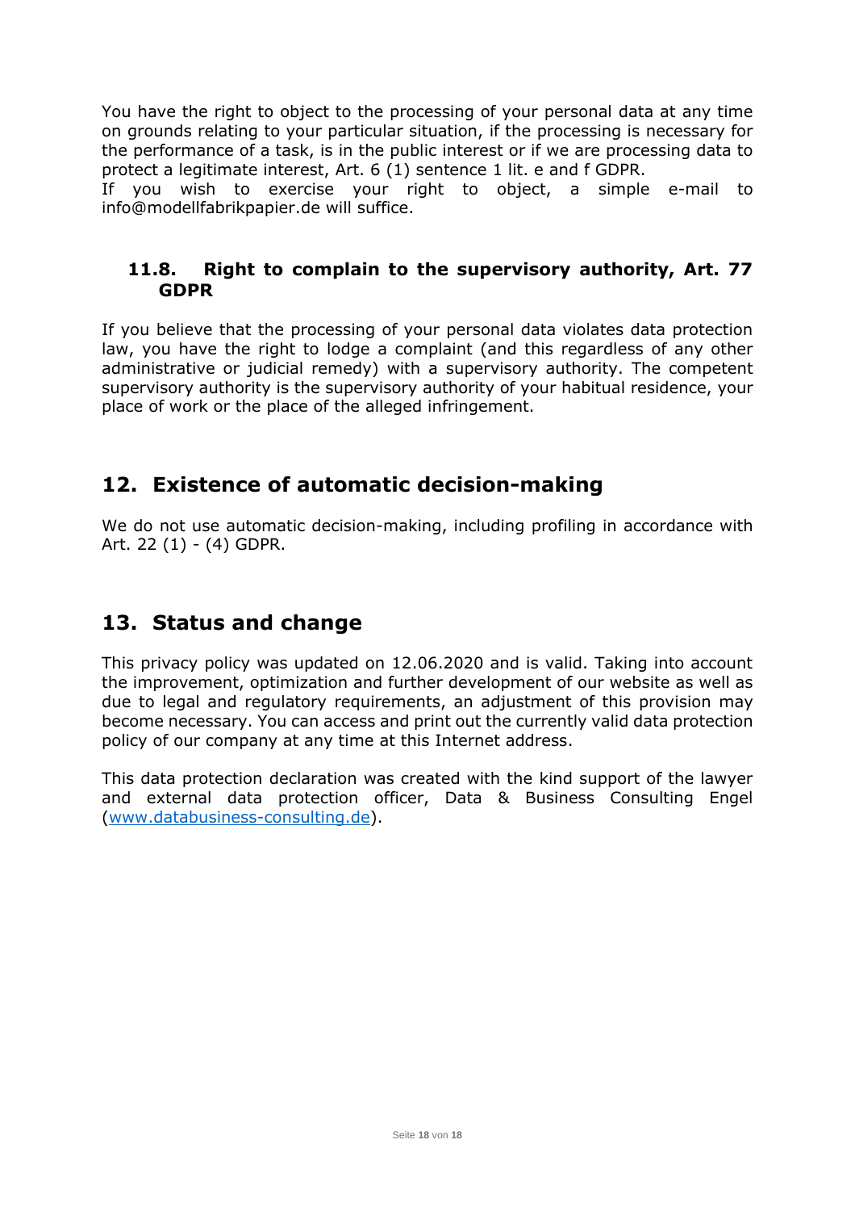You have the right to object to the processing of your personal data at any time on grounds relating to your particular situation, if the processing is necessary for the performance of a task, is in the public interest or if we are processing data to protect a legitimate interest, Art. 6 (1) sentence 1 lit. e and f GDPR.
If you wish to exercise your right to object, a simple e-mail to info@modellfabrikpapier.de will suffice.

### 11.8. Right to complain to the supervisory authority, Art. 77 GDPR

If you believe that the processing of your personal data violates data protection law, you have the right to lodge a complaint (and this regardless of any other administrative or judicial remedy) with a supervisory authority. The competent supervisory authority is the supervisory authority of your habitual residence, your place of work or the place of the alleged infringement.

## 12. Existence of automatic decision-making

We do not use automatic decision-making, including profiling in accordance with Art. 22 (1) - (4) GDPR.

## 13. Status and change

This privacy policy was updated on 12.06.2020 and is valid. Taking into account the improvement, optimization and further development of our website as well as due to legal and regulatory requirements, an adjustment of this provision may become necessary. You can access and print out the currently valid data protection policy of our company at any time at this Internet address.

This data protection declaration was created with the kind support of the lawyer and external data protection officer, Data & Business Consulting Engel (www.databusiness-consulting.de).